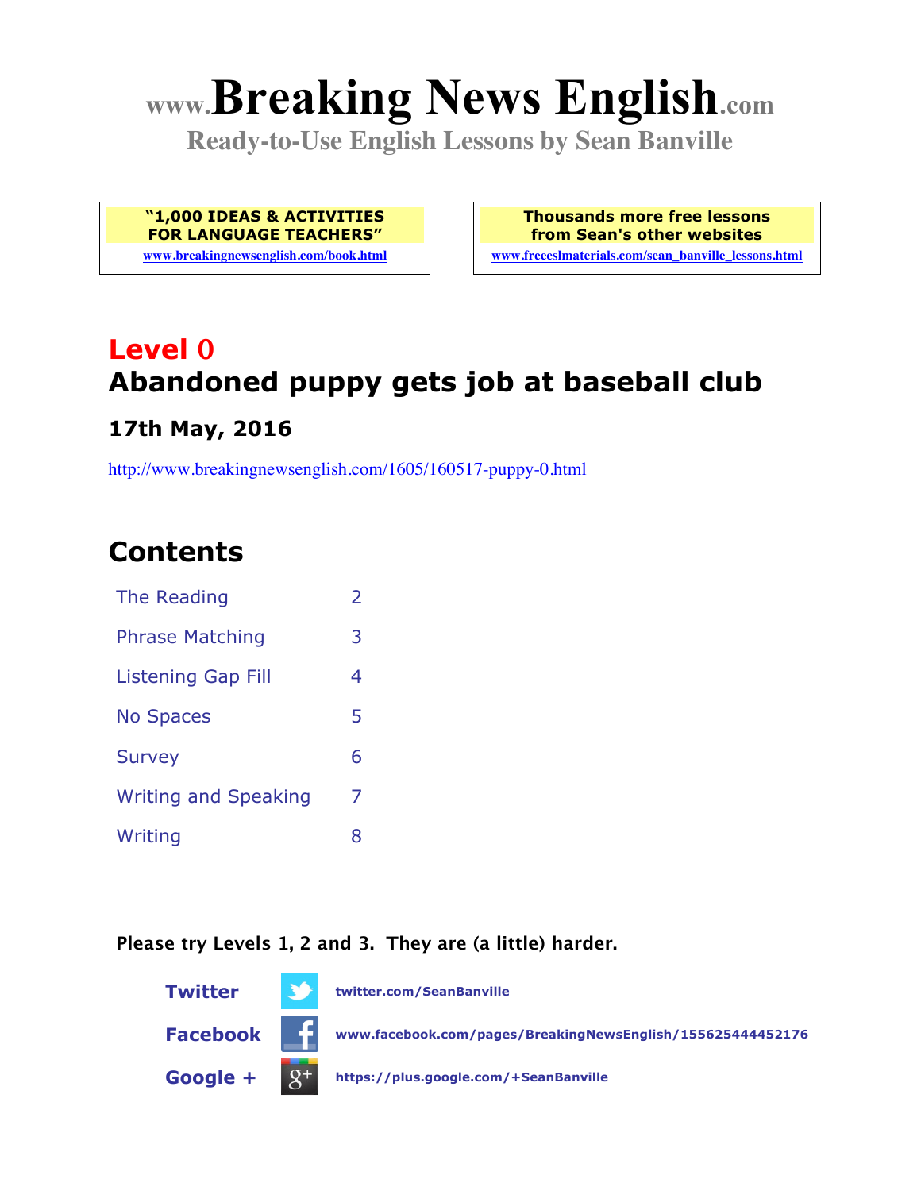# www.Breaking News English.com

**Ready-to-Use English Lessons by Sean Banville**

| **"1,000 IDEAS & ACTIVITIES FOR LANGUAGE TEACHERS"** | **Thousands more free lessons from Sean's other websites** |
|---|---|
| www.breakingnewsenglish.com/book.html | www.freeeslmaterials.com/sean_banville_lessons.html |

## Level 0
## Abandoned puppy gets job at baseball club

### 17th May, 2016

http://www.breakingnewsenglish.com/1605/160517-puppy-0.html

## Contents

| | |
|---|---|
| The Reading | 2 |
| Phrase Matching | 3 |
| Listening Gap Fill | 4 |
| No Spaces | 5 |
| Survey | 6 |
| Writing and Speaking | 7 |
| Writing | 8 |

**Please try Levels 1, 2 and 3. They are (a little) harder.**

**Twitter** twitter.com/SeanBanville

**Facebook** www.facebook.com/pages/BreakingNewsEnglish/155625444452176

**Google +** https://plus.google.com/+SeanBanville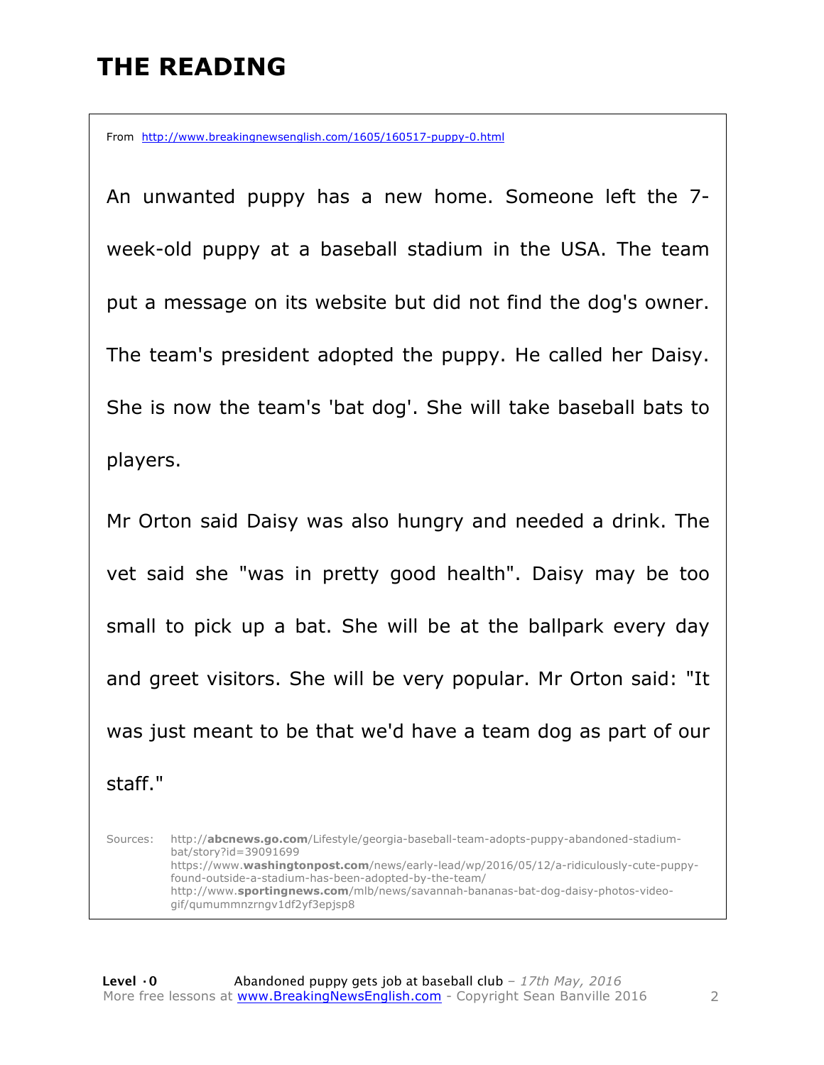# THE READING

From http://www.breakingnewsenglish.com/1605/160517-puppy-0.html

An unwanted puppy has a new home. Someone left the 7-week-old puppy at a baseball stadium in the USA. The team put a message on its website but did not find the dog's owner. The team's president adopted the puppy. He called her Daisy. She is now the team's 'bat dog'. She will take baseball bats to players.

Mr Orton said Daisy was also hungry and needed a drink. The vet said she "was in pretty good health". Daisy may be too small to pick up a bat. She will be at the ballpark every day and greet visitors. She will be very popular. Mr Orton said: "It was just meant to be that we'd have a team dog as part of our staff."

Sources:
http://abcnews.go.com/Lifestyle/georgia-baseball-team-adopts-puppy-abandoned-stadium-bat/story?id=39091699
https://www.washingtonpost.com/news/early-lead/wp/2016/05/12/a-ridiculously-cute-puppy-found-outside-a-stadium-has-been-adopted-by-the-team/
http://www.sportingnews.com/mlb/news/savannah-bananas-bat-dog-daisy-photos-video-gif/qumummnzrngv1df2yf3epjsp8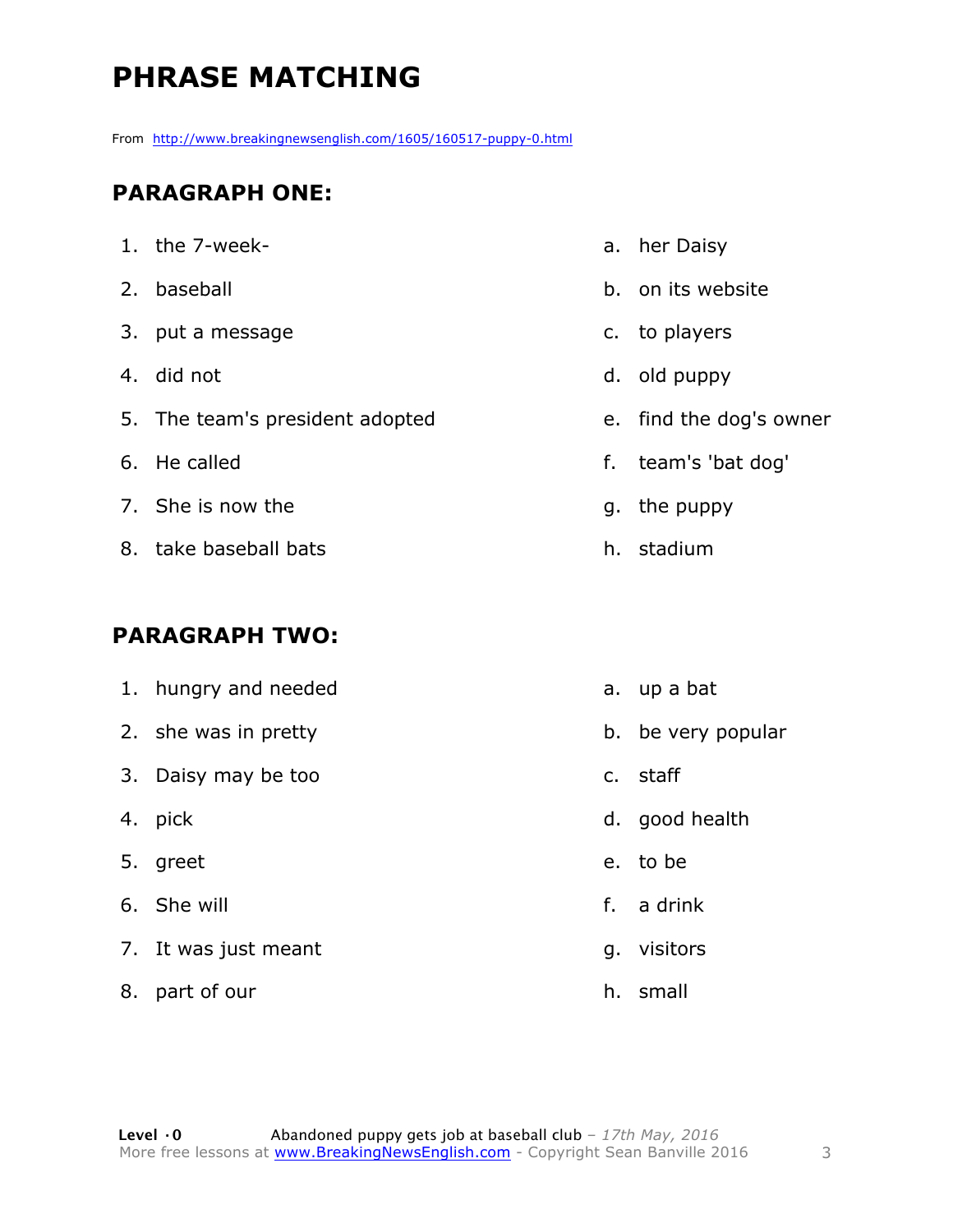# PHRASE MATCHING

From http://www.breakingnewsenglish.com/1605/160517-puppy-0.html

## PARAGRAPH ONE:

| | |
|---|---|
| 1. the 7-week- | a. her Daisy |
| 2. baseball | b. on its website |
| 3. put a message | c. to players |
| 4. did not | d. old puppy |
| 5. The team's president adopted | e. find the dog's owner |
| 6. He called | f. team's 'bat dog' |
| 7. She is now the | g. the puppy |
| 8. take baseball bats | h. stadium |

## PARAGRAPH TWO:

| | |
|---|---|
| 1. hungry and needed | a. up a bat |
| 2. she was in pretty | b. be very popular |
| 3. Daisy may be too | c. staff |
| 4. pick | d. good health |
| 5. greet | e. to be |
| 6. She will | f. a drink |
| 7. It was just meant | g. visitors |
| 8. part of our | h. small |

**Level ·0** Abandoned puppy gets job at baseball club – *17th May, 2016*
More free lessons at www.BreakingNewsEnglish.com - Copyright Sean Banville 2016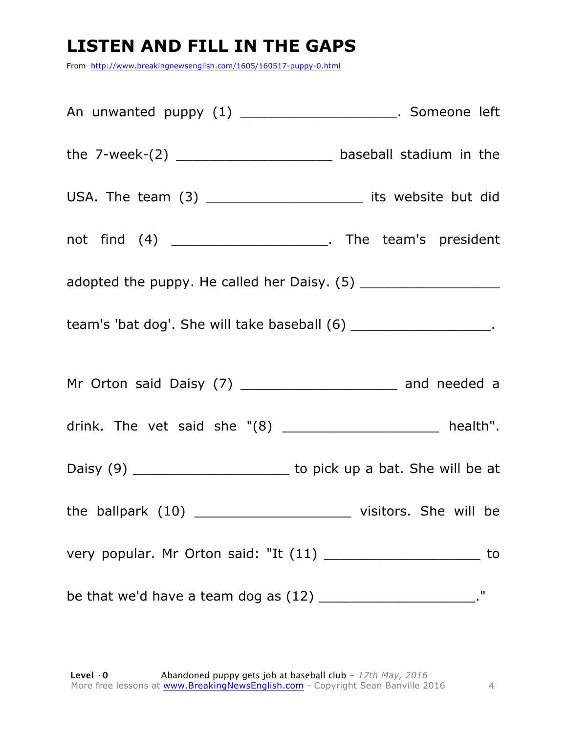# LISTEN AND FILL IN THE GAPS

From http://www.breakingnewsenglish.com/1605/160517-puppy-0.html

An unwanted puppy (1) ___________________. Someone left the 7-week-(2) ___________________ baseball stadium in the USA. The team (3) ___________________ its website but did not find (4) ___________________. The team's president adopted the puppy. He called her Daisy. (5) _________________ team's 'bat dog'. She will take baseball (6) _________________.

Mr Orton said Daisy (7) ___________________ and needed a drink. The vet said she "(8) ___________________ health". Daisy (9) ___________________ to pick up a bat. She will be at the ballpark (10) ___________________ visitors. She will be very popular. Mr Orton said: "It (11) ___________________ to be that we'd have a team dog as (12) ___________________."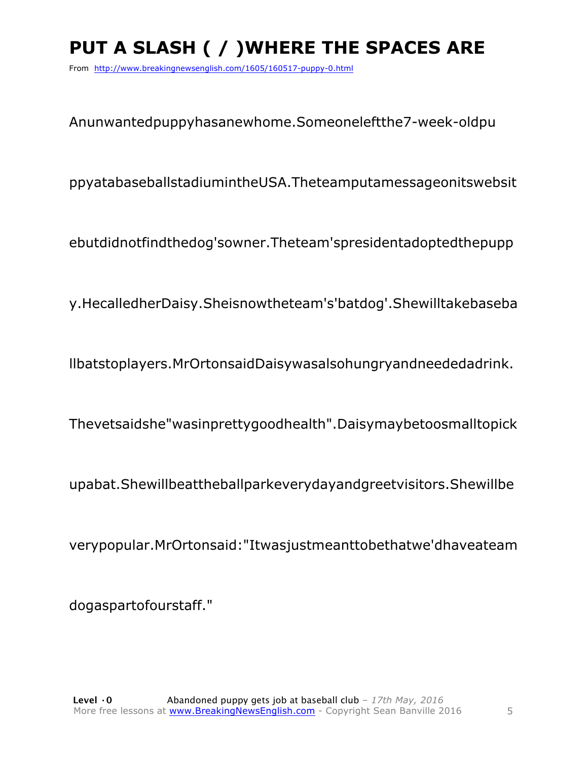# PUT A SLASH ( / )WHERE THE SPACES ARE

From http://www.breakingnewsenglish.com/1605/160517-puppy-0.html

Anunwantedpuppyhasanewhome.Someoneleftthe7-week-oldpu

ppyatabaseballstadiumintheUSA.Theteamputamessageonitswebsit

ebutdidnotfindthedog'sowner.Theteam'spresidentadoptedthepupp

y.HecalledherDaisy.Sheisnowtheteam's'batdog'.Shewilltakebaseba

llbatstoplayers.MrOrtonsaidDaisywasalsohungryandneededadrink.

Thevetsaidshe"wasinprettygoodhealth".Daisymaybetoosmalltopick

upabat.Shewillbeattheballparkeverydayandgreetvisitors.Shewillbe

verypopular.MrOrtonsaid:"Itwasjustmeanttobethatwe'dhaveateam

dogaspartofourstaff."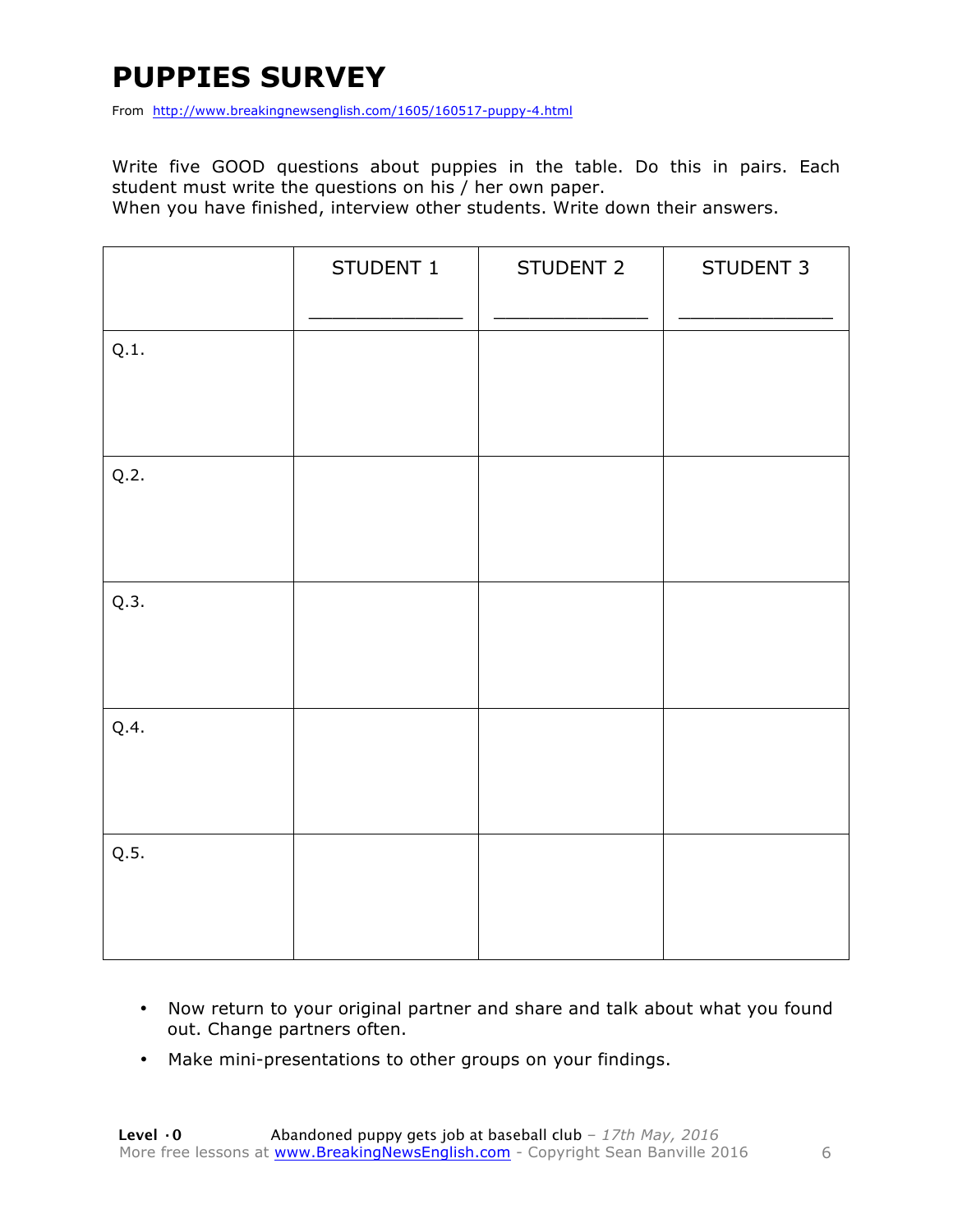# PUPPIES SURVEY

From http://www.breakingnewsenglish.com/1605/160517-puppy-4.html

Write five GOOD questions about puppies in the table. Do this in pairs. Each student must write the questions on his / her own paper.
When you have finished, interview other students. Write down their answers.

| | STUDENT 1<br>_______________ | STUDENT 2<br>_______________ | STUDENT 3<br>_______________ |
|---|---|---|---|
| Q.1. | | | |
| Q.2. | | | |
| Q.3. | | | |
| Q.4. | | | |
| Q.5. | | | |

- Now return to your original partner and share and talk about what you found out. Change partners often.
- Make mini-presentations to other groups on your findings.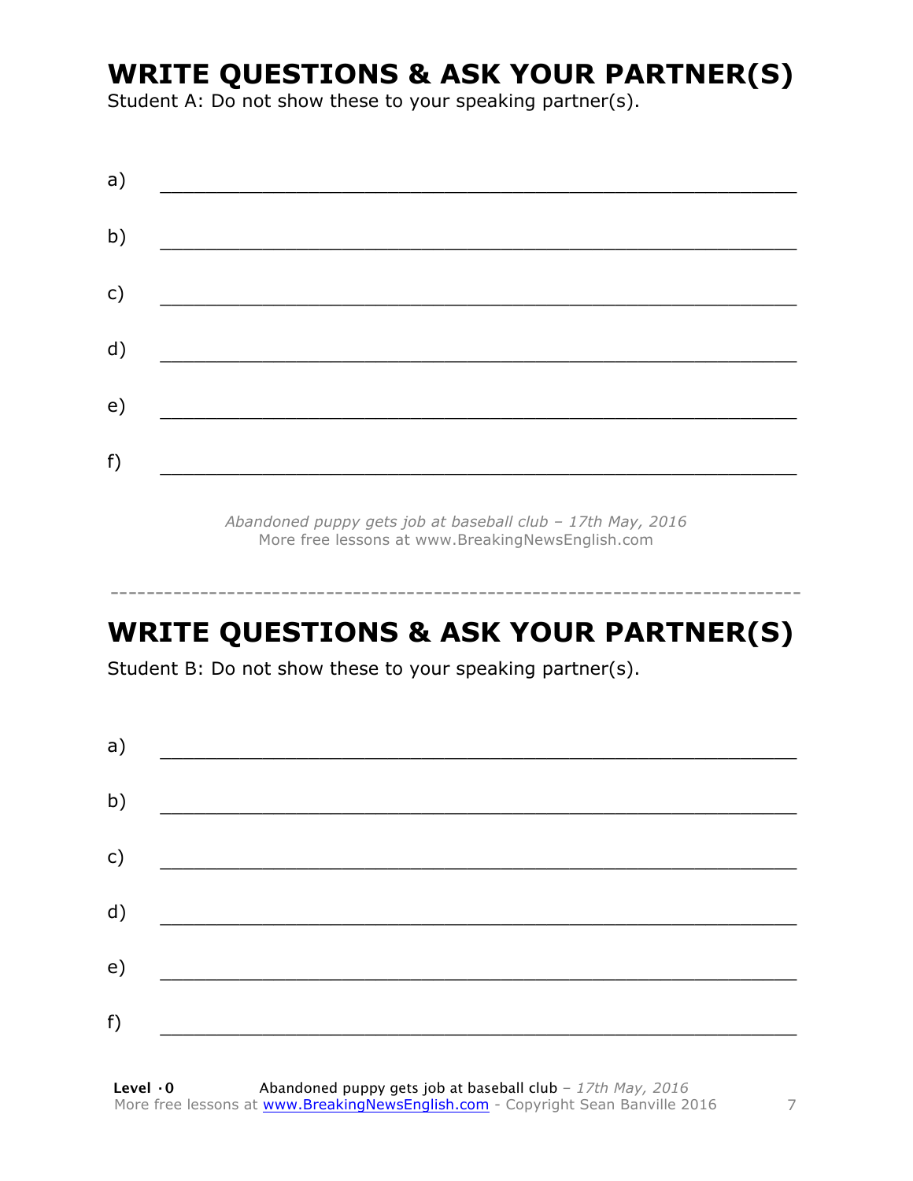# WRITE QUESTIONS & ASK YOUR PARTNER(S)

Student A: Do not show these to your speaking partner(s).

a) ___________________________________________________________

b) ___________________________________________________________

c) ___________________________________________________________

d) ___________________________________________________________

e) ___________________________________________________________

f) ___________________________________________________________

*Abandoned puppy gets job at baseball club – 17th May, 2016*
More free lessons at www.BreakingNewsEnglish.com

---

# WRITE QUESTIONS & ASK YOUR PARTNER(S)

Student B: Do not show these to your speaking partner(s).

a) ___________________________________________________________

b) ___________________________________________________________

c) ___________________________________________________________

d) ___________________________________________________________

e) ___________________________________________________________

f) ___________________________________________________________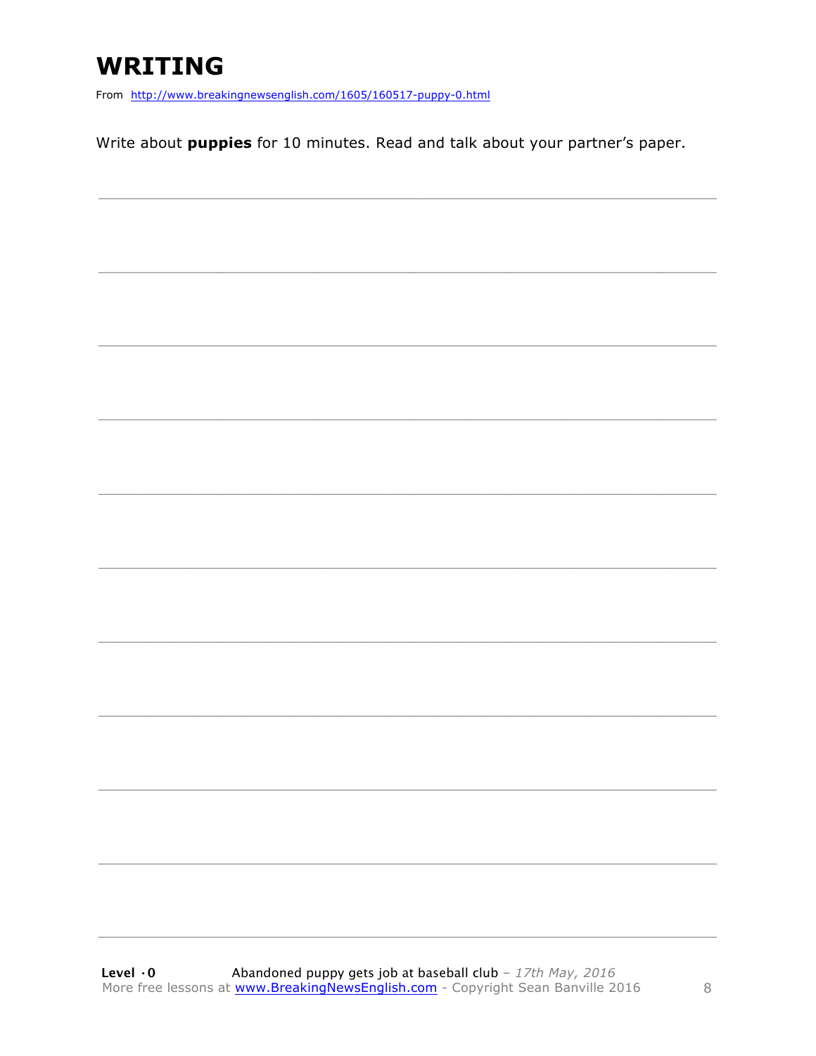# WRITING

From http://www.breakingnewsenglish.com/1605/160517-puppy-0.html

Write about **puppies** for 10 minutes. Read and talk about your partner's paper.

___________________________________________________________________________

___________________________________________________________________________

___________________________________________________________________________

___________________________________________________________________________

___________________________________________________________________________

___________________________________________________________________________

___________________________________________________________________________

___________________________________________________________________________

___________________________________________________________________________

___________________________________________________________________________

___________________________________________________________________________